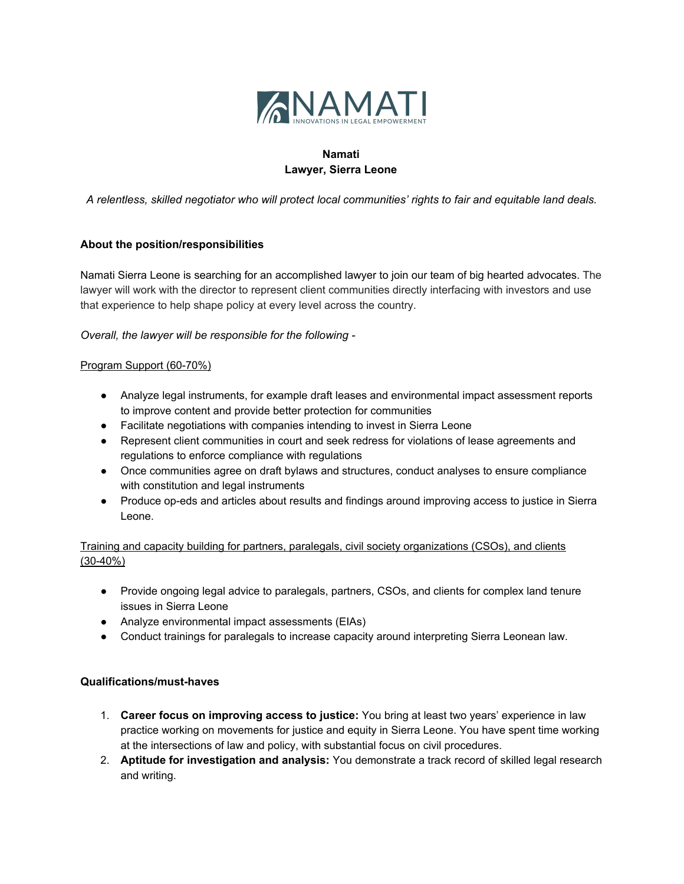**Namati**
**Lawyer, Sierra Leone**

*A relentless, skilled negotiator who will protect local communities' rights to fair and equitable land deals.*

**About the position/responsibilities**

Namati Sierra Leone is searching for an accomplished lawyer to join our team of big hearted advocates. The lawyer will work with the director to represent client communities directly interfacing with investors and use that experience to help shape policy at every level across the country.

*Overall, the lawyer will be responsible for the following -*

Program Support (60-70%)

- Analyze legal instruments, for example draft leases and environmental impact assessment reports to improve content and provide better protection for communities
- Facilitate negotiations with companies intending to invest in Sierra Leone
- Represent client communities in court and seek redress for violations of lease agreements and regulations to enforce compliance with regulations
- Once communities agree on draft bylaws and structures, conduct analyses to ensure compliance with constitution and legal instruments
- Produce op-eds and articles about results and findings around improving access to justice in Sierra Leone.

Training and capacity building for partners, paralegals, civil society organizations (CSOs), and clients (30-40%)

- Provide ongoing legal advice to paralegals, partners, CSOs, and clients for complex land tenure issues in Sierra Leone
- Analyze environmental impact assessments (EIAs)
- Conduct trainings for paralegals to increase capacity around interpreting Sierra Leonean law.

**Qualifications/must-haves**

1. **Career focus on improving access to justice:** You bring at least two years' experience in law practice working on movements for justice and equity in Sierra Leone. You have spent time working at the intersections of law and policy, with substantial focus on civil procedures.
2. **Aptitude for investigation and analysis:** You demonstrate a track record of skilled legal research and writing.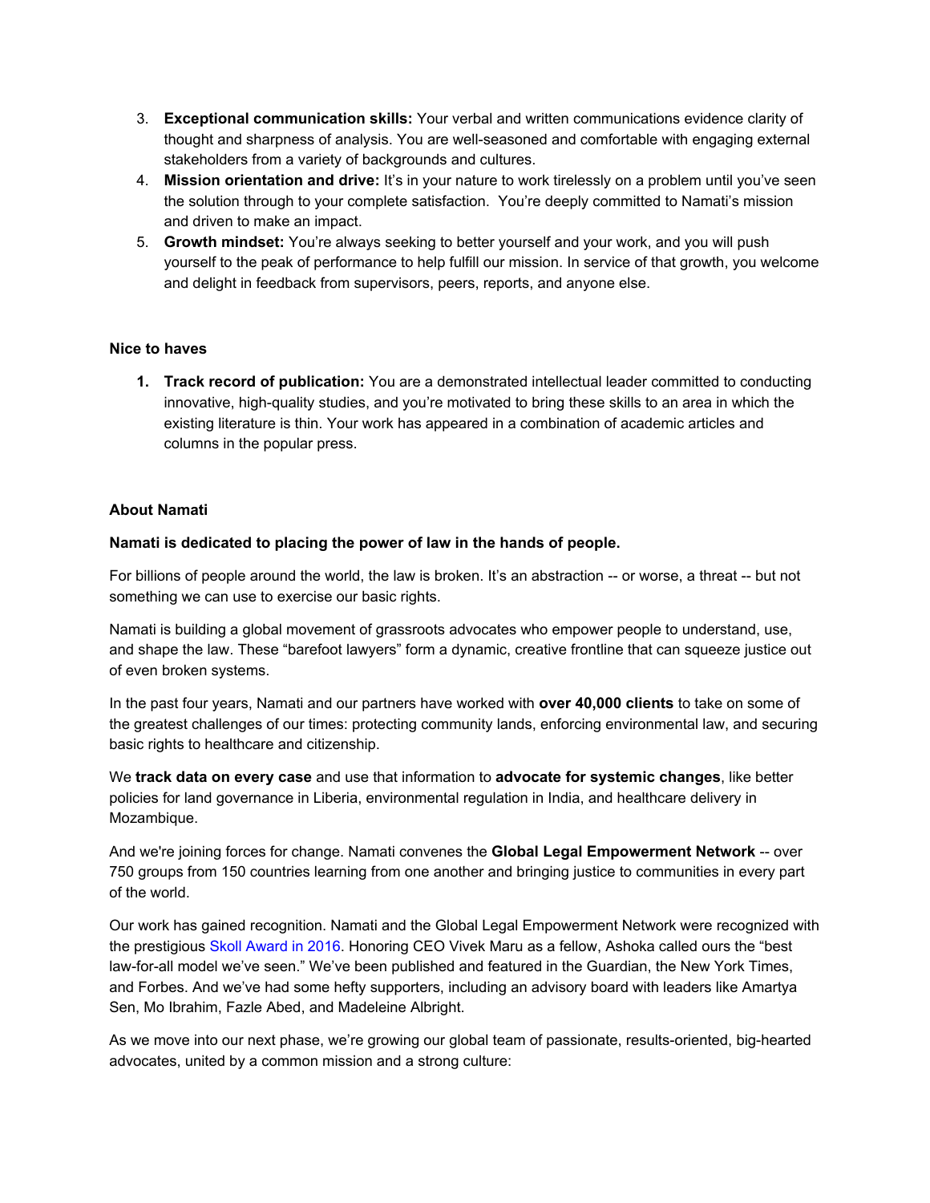3. **Exceptional communication skills:** Your verbal and written communications evidence clarity of thought and sharpness of analysis. You are well-seasoned and comfortable with engaging external stakeholders from a variety of backgrounds and cultures.
4. **Mission orientation and drive:** It's in your nature to work tirelessly on a problem until you've seen the solution through to your complete satisfaction. You're deeply committed to Namati's mission and driven to make an impact.
5. **Growth mindset:** You're always seeking to better yourself and your work, and you will push yourself to the peak of performance to help fulfill our mission. In service of that growth, you welcome and delight in feedback from supervisors, peers, reports, and anyone else.

**Nice to haves**

1. **Track record of publication:** You are a demonstrated intellectual leader committed to conducting innovative, high-quality studies, and you're motivated to bring these skills to an area in which the existing literature is thin. Your work has appeared in a combination of academic articles and columns in the popular press.

**About Namati**

**Namati is dedicated to placing the power of law in the hands of people.**

For billions of people around the world, the law is broken. It's an abstraction -- or worse, a threat -- but not something we can use to exercise our basic rights.

Namati is building a global movement of grassroots advocates who empower people to understand, use, and shape the law. These "barefoot lawyers" form a dynamic, creative frontline that can squeeze justice out of even broken systems.

In the past four years, Namati and our partners have worked with **over 40,000 clients** to take on some of the greatest challenges of our times: protecting community lands, enforcing environmental law, and securing basic rights to healthcare and citizenship.

We **track data on every case** and use that information to **advocate for systemic changes**, like better policies for land governance in Liberia, environmental regulation in India, and healthcare delivery in Mozambique.

And we're joining forces for change. Namati convenes the **Global Legal Empowerment Network** -- over 750 groups from 150 countries learning from one another and bringing justice to communities in every part of the world.

Our work has gained recognition. Namati and the Global Legal Empowerment Network were recognized with the prestigious Skoll Award in 2016. Honoring CEO Vivek Maru as a fellow, Ashoka called ours the "best law-for-all model we've seen." We've been published and featured in the Guardian, the New York Times, and Forbes. And we've had some hefty supporters, including an advisory board with leaders like Amartya Sen, Mo Ibrahim, Fazle Abed, and Madeleine Albright.

As we move into our next phase, we're growing our global team of passionate, results-oriented, big-hearted advocates, united by a common mission and a strong culture: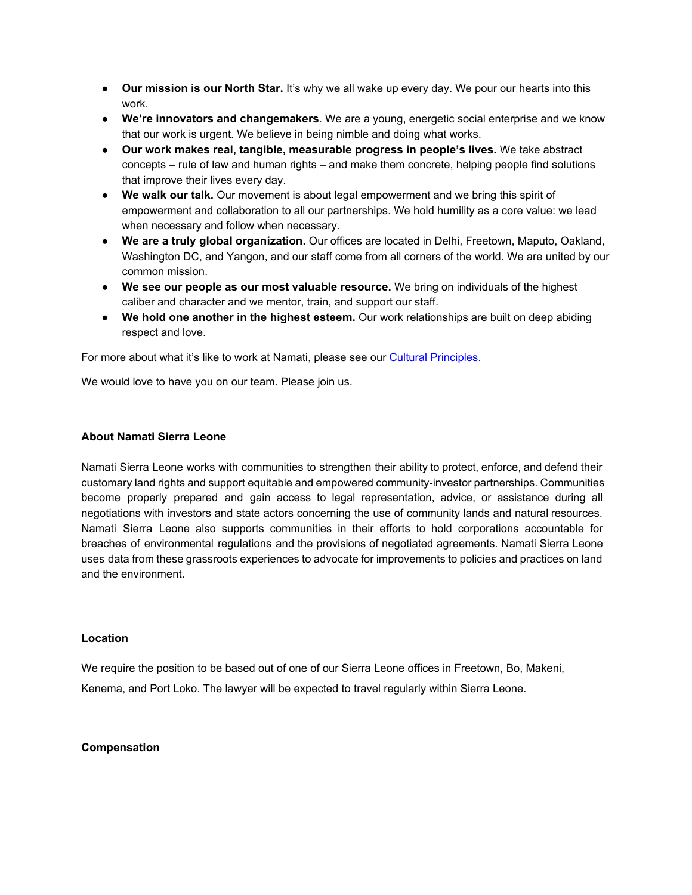- **Our mission is our North Star.** It's why we all wake up every day. We pour our hearts into this work.
- **We're innovators and changemakers**. We are a young, energetic social enterprise and we know that our work is urgent. We believe in being nimble and doing what works.
- **Our work makes real, tangible, measurable progress in people's lives.** We take abstract concepts – rule of law and human rights – and make them concrete, helping people find solutions that improve their lives every day.
- **We walk our talk.** Our movement is about legal empowerment and we bring this spirit of empowerment and collaboration to all our partnerships. We hold humility as a core value: we lead when necessary and follow when necessary.
- **We are a truly global organization.** Our offices are located in Delhi, Freetown, Maputo, Oakland, Washington DC, and Yangon, and our staff come from all corners of the world. We are united by our common mission.
- **We see our people as our most valuable resource.** We bring on individuals of the highest caliber and character and we mentor, train, and support our staff.
- **We hold one another in the highest esteem.** Our work relationships are built on deep abiding respect and love.

For more about what it's like to work at Namati, please see our Cultural Principles.

We would love to have you on our team. Please join us.

**About Namati Sierra Leone**

Namati Sierra Leone works with communities to strengthen their ability to protect, enforce, and defend their customary land rights and support equitable and empowered community-investor partnerships. Communities become properly prepared and gain access to legal representation, advice, or assistance during all negotiations with investors and state actors concerning the use of community lands and natural resources. Namati Sierra Leone also supports communities in their efforts to hold corporations accountable for breaches of environmental regulations and the provisions of negotiated agreements. Namati Sierra Leone uses data from these grassroots experiences to advocate for improvements to policies and practices on land and the environment.

**Location**

We require the position to be based out of one of our Sierra Leone offices in Freetown, Bo, Makeni, Kenema, and Port Loko. The lawyer will be expected to travel regularly within Sierra Leone.

**Compensation**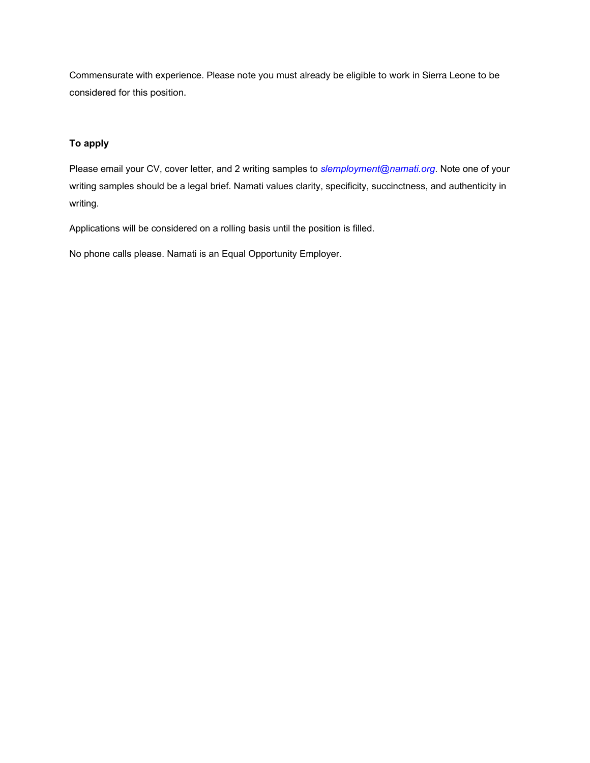Commensurate with experience. Please note you must already be eligible to work in Sierra Leone to be considered for this position.

**To apply**

Please email your CV, cover letter, and 2 writing samples to *slemployment@namati.org*. Note one of your writing samples should be a legal brief. Namati values clarity, specificity, succinctness, and authenticity in writing.

Applications will be considered on a rolling basis until the position is filled.

No phone calls please. Namati is an Equal Opportunity Employer.